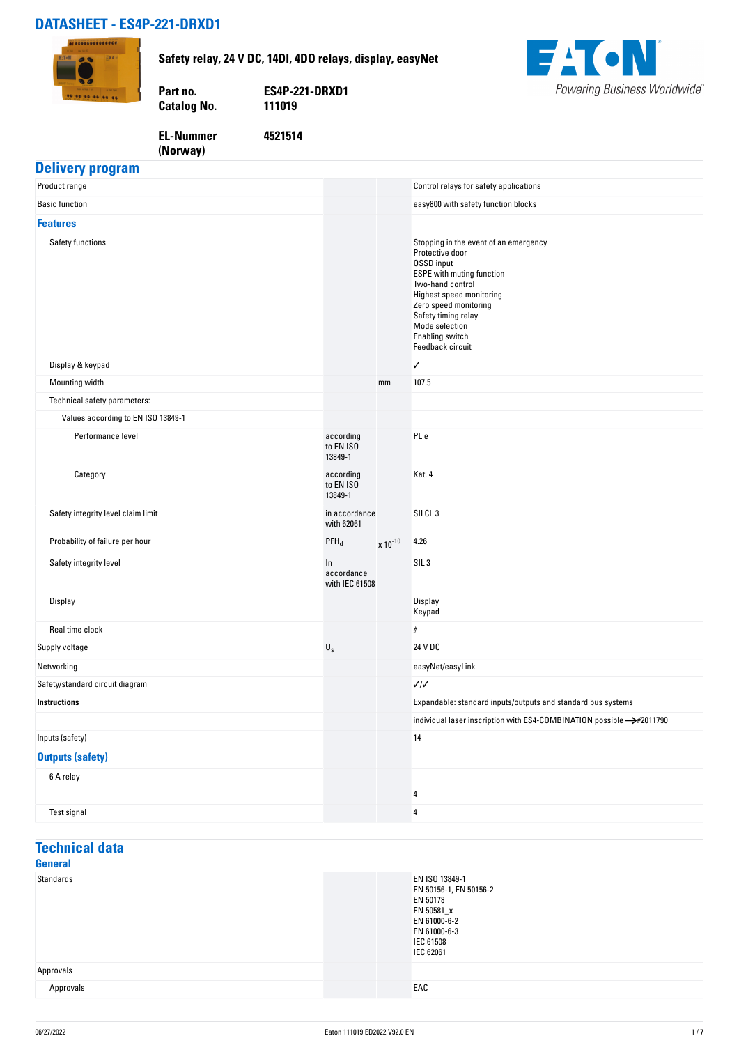# DATASHEET - ES4P-221-DRXD1

**Safety relay, 24 V DC, 14DI, 4DO relays, display, easyNet**

| | |
|---|---|
| **Part no.** | **ES4P-221-DRXD1** |
| **Catalog No.** | **111019** |
| **EL-Nummer (Norway)** | **4521514** |

## Delivery program

| | | | |
|---|---|---|---|
| Product range | | | Control relays for safety applications |
| Basic function | | | easy800 with safety function blocks |
| **Features** | | | |
| Safety functions | | | Stopping in the event of an emergency<br>Protective door<br>OSSD input<br>ESPE with muting function<br>Two-hand control<br>Highest speed monitoring<br>Zero speed monitoring<br>Safety timing relay<br>Mode selection<br>Enabling switch<br>Feedback circuit |
| Display & keypad | | | ✓ |
| Mounting width | | mm | 107.5 |
| Technical safety parameters: | | | |
| Values according to EN ISO 13849-1 | | | |
| Performance level | according to EN ISO 13849-1 | | PL e |
| Category | according to EN ISO 13849-1 | | Kat. 4 |
| Safety integrity level claim limit | in accordance with 62061 | | SILCL 3 |
| Probability of failure per hour | $PFH_d$ | $x\ 10^{-10}$ | 4.26 |
| Safety integrity level | In accordance with IEC 61508 | | SIL 3 |
| Display | | | Display<br>Keypad |
| Real time clock | | | # |
| Supply voltage | $U_s$ | | 24 V DC |
| Networking | | | easyNet/easyLink |
| Safety/standard circuit diagram | | | ✓/✓ |
| **Instructions** | | | Expandable: standard inputs/outputs and standard bus systems |
| | | | individual laser inscription with ES4-COMBINATION possible →#2011790 |
| Inputs (safety) | | | 14 |
| **Outputs (safety)** | | | |
| 6 A relay | | | |
| | | | 4 |
| Test signal | | | 4 |

## Technical data

### General

| | | | |
|---|---|---|---|
| Standards | | | EN ISO 13849-1<br>EN 50156-1, EN 50156-2<br>EN 50178<br>EN 50581_x<br>EN 61000-6-2<br>EN 61000-6-3<br>IEC 61508<br>IEC 62061 |
| Approvals | | | |
| Approvals | | | EAC |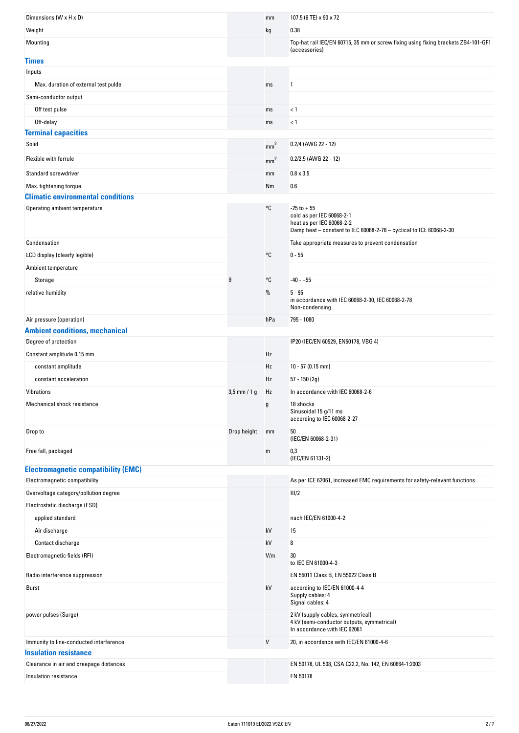| | | | |
|---|---|---|---|
| Dimensions (W x H x D) | | mm | 107.5 (6 TE) x 90 x 72 |
| Weight | | kg | 0.38 |
| Mounting | | | Top-hat rail IEC/EN 60715, 35 mm or screw fixing using fixing brackets ZB4-101-GF1 (accessories) |

## Times

| | | | |
|---|---|---|---|
| Inputs | | | |
| Max. duration of external test pulde | | ms | 1 |
| Semi-conductor output | | | |
| Off test pulse | | ms | < 1 |
| Off-delay | | ms | < 1 |

## Terminal capacities

| | | | |
|---|---|---|---|
| Solid | | $mm^2$ | 0.2/4 (AWG 22 - 12) |
| Flexible with ferrule | | $mm^2$ | 0.2/2.5 (AWG 22 - 12) |
| Standard screwdriver | | mm | 0.8 x 3.5 |
| Max. tightening torque | | Nm | 0.6 |

## Climatic environmental conditions

| | | | |
|---|---|---|---|
| Operating ambient temperature | | °C | -25 to + 55<br>cold as per IEC 60068-2-1<br>heat as per IEC 60068-2-2<br>Damp heat – constant to IEC 60068-2-78 – cyclical to ICE 60068-2-30 |
| Condensation | | | Take appropriate measures to prevent condensation |
| LCD display (clearly legible) | | °C | 0 - 55 |
| Ambient temperature | | | |
| Storage | ϑ | °C | -40 - +55 |
| relative humidity | | % | 5 - 95<br>in accordance with IEC 60068-2-30, IEC 60068-2-78<br>Non-condensing |
| Air pressure (operation) | | hPa | 795 - 1080 |

## Ambient conditions, mechanical

| | | | |
|---|---|---|---|
| Degree of protection | | | IP20 (IEC/EN 60529, EN50178, VBG 4) |
| Constant amplitude 0.15 mm | | Hz | |
| constant amplitude | | Hz | 10 - 57 (0.15 mm) |
| constant acceleration | | Hz | 57 - 150 (2g) |
| Vibrations | 3,5 mm / 1 g | Hz | In accordance with IEC 60068-2-6 |
| Mechanical shock resistance | | g | 18 shocks<br>Sinusoidal 15 g/11 ms<br>according to IEC 60068-2-27 |
| Drop to | Drop height | mm | 50<br>(IEC/EN 60068-2-31) |
| Free fall, packaged | | m | 0,3<br>(IEC/EN 61131-2) |

## Electromagnetic compatibility (EMC)

| | | | |
|---|---|---|---|
| Electromagnetic compatibility | | | As per ICE 62061, increased EMC requirements for safety-relevant functions |
| Overvoltage category/pollution degree | | | III/2 |
| Electrostatic discharge (ESD) | | | |
| applied standard | | | nach IEC/EN 61000-4-2 |
| Air discharge | | kV | 15 |
| Contact discharge | | kV | 8 |
| Electromagnetic fields (RFI) | | V/m | 30<br>to IEC EN 61000-4-3 |
| Radio interference suppression | | | EN 55011 Class B, EN 55022 Class B |
| Burst | | kV | according to IEC/EN 61000-4-4<br>Supply cables: 4<br>Signal cables: 4 |
| power pulses (Surge) | | | 2 kV (supply cables, symmetrical)<br>4 kV (semi-conductor outputs, symmetrical)<br>In accordance with IEC 62061 |
| Immunity to line-conducted interference | | V | 20, in accordsnce with IEC/EN 61000-4-6 |

## Insulation resistance

| | | | |
|---|---|---|---|
| Clearance in air and creepage distances | | | EN 50178, UL 508, CSA C22.2, No. 142, EN 60664-1:2003 |
| Insulation resistance | | | EN 50178 |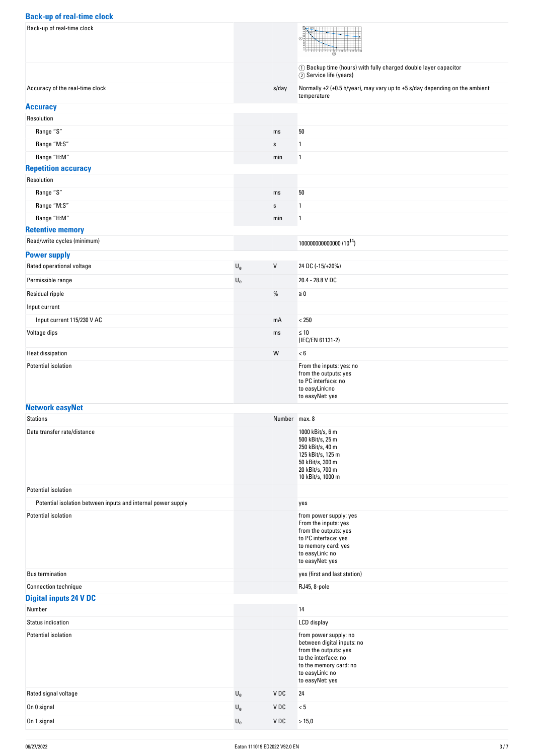## Back-up of real-time clock

| | | | |
|---|---|---|---|
| Back-up of real-time clock | | | ① Backup time (hours) with fully charged double layer capacitor<br>② Service life (years) |
| Accuracy of the real-time clock | | s/day | Normally ±2 (±0.5 h/year), may vary up to ±5 s/day depending on the ambient temperature |

## Accuracy

| | | | |
|---|---|---|---|
| Resolution | | | |
| Range "S" | | ms | 50 |
| Range "M:S" | | s | 1 |
| Range "H:M" | | min | 1 |

## Repetition accuracy

| | | | |
|---|---|---|---|
| Resolution | | | |
| Range "S" | | ms | 50 |
| Range "M:S" | | s | 1 |
| Range "H:M" | | min | 1 |

## Retentive memory

| | | | |
|---|---|---|---|
| Read/write cycles (minimum) | | | 100000000000000 ($10^{14}$) |

## Power supply

| | | | |
|---|---|---|---|
| Rated operational voltage | $U_e$ | V | 24 DC (-15/+20%) |
| Permissible range | $U_e$ | | 20.4 - 28.8 V DC |
| Residual ripple | | % | ≦ 0 |
| Input current | | | |
| Input current 115/230 V AC | | mA | < 250 |
| Voltage dips | | ms | ≤ 10<br>(IEC/EN 61131-2) |
| Heat dissipation | | W | < 6 |
| Potential isolation | | | From the inputs: yes: no<br>from the outputs: yes<br>to PC interface: no<br>to easyLink:no<br>to easyNet: yes |

## Network easyNet

| | | | |
|---|---|---|---|
| Stations | | Number | max. 8 |
| Data transfer rate/distance | | | 1000 kBit/s, 6 m<br>500 kBit/s, 25 m<br>250 kBit/s, 40 m<br>125 kBit/s, 125 m<br>50 kBit/s, 300 m<br>20 kBit/s, 700 m<br>10 kBit/s, 1000 m |
| Potential isolation | | | |
| Potential isolation between inputs and internal power supply | | | yes |
| Potential isolation | | | from power supply: yes<br>From the inputs: yes<br>from the outputs: yes<br>to PC interface: yes<br>to memory card: yes<br>to easyLink: no<br>to easyNet: yes |
| Bus termination | | | yes (first and last station) |
| Connection technique | | | RJ45, 8-pole |

## Digital inputs 24 V DC

| | | | |
|---|---|---|---|
| Number | | | 14 |
| Status indication | | | LCD display |
| Potential isolation | | | from power supply: no<br>between digital inputs: no<br>from the outputs: yes<br>to the interface: no<br>to the memory card: no<br>to easyLink: no<br>to easyNet: yes |
| Rated signal voltage | $U_e$ | V DC | 24 |
| On 0 signal | $U_e$ | V DC | < 5 |
| On 1 signal | $U_e$ | V DC | > 15,0 |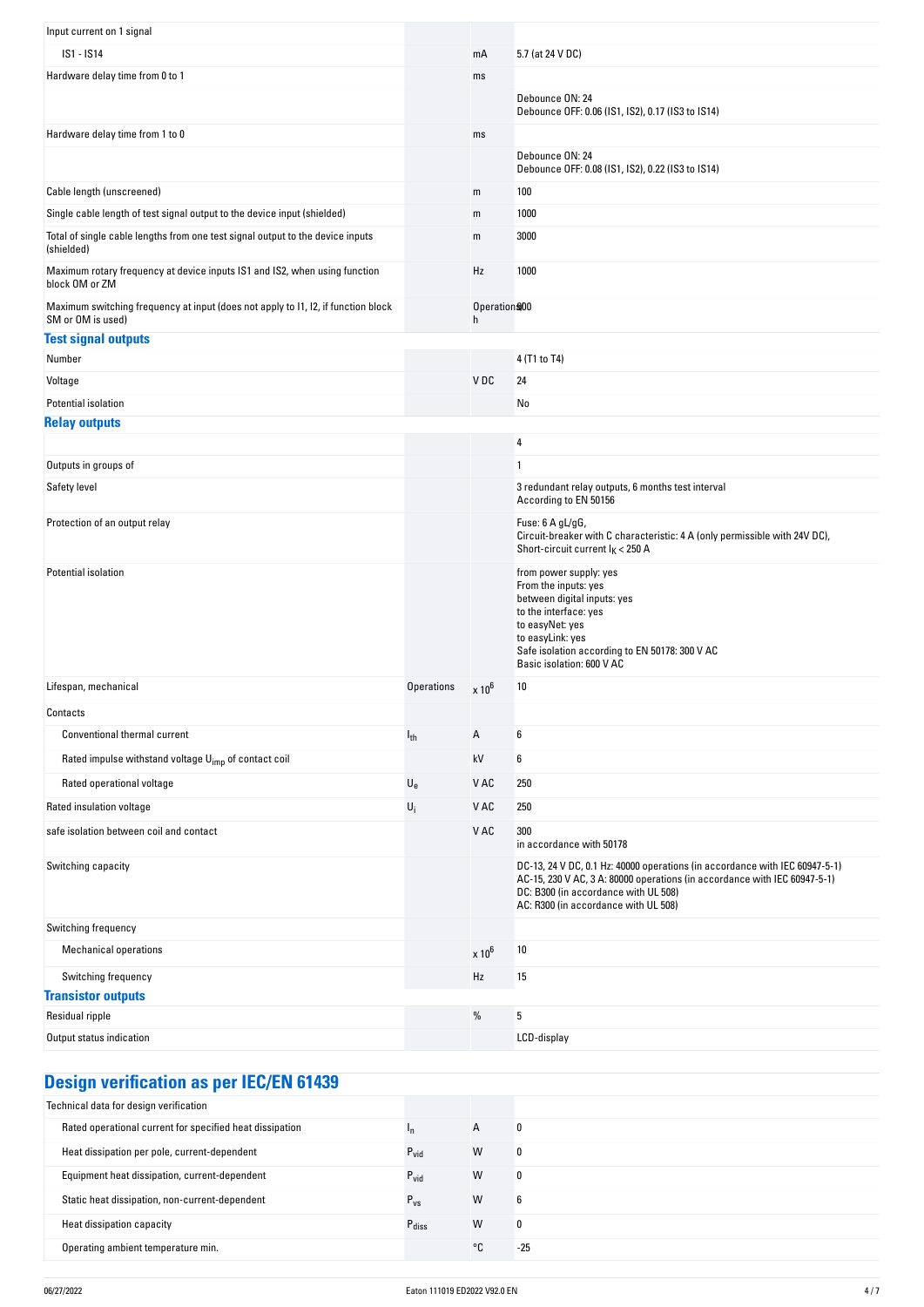| | | | |
|---|---|---|---|
| Input current on 1 signal | | | |
| IS1 - IS14 | | mA | 5.7 (at 24 V DC) |
| Hardware delay time from 0 to 1 | | ms | |
| | | | Debounce ON: 24<br>Debounce OFF: 0.06 (IS1, IS2), 0.17 (IS3 to IS14) |
| Hardware delay time from 1 to 0 | | ms | |
| | | | Debounce ON: 24<br>Debounce OFF: 0.08 (IS1, IS2), 0.22 (IS3 to IS14) |
| Cable length (unscreened) | | m | 100 |
| Single cable length of test signal output to the device input (shielded) | | m | 1000 |
| Total of single cable lengths from one test signal output to the device inputs (shielded) | | m | 3000 |
| Maximum rotary frequency at device inputs IS1 and IS2, when using function block OM or ZM | | Hz | 1000 |
| Maximum switching frequency at input (does not apply to I1, I2, if function block SM or OM is used) | | Operations/h | 400 |

## Test signal outputs

| | | | |
|---|---|---|---|
| Number | | | 4 (T1 to T4) |
| Voltage | | V DC | 24 |
| Potential isolation | | | No |

## Relay outputs

| | | | |
|---|---|---|---|
| | | | 4 |
| Outputs in groups of | | | 1 |
| Safety level | | | 3 redundant relay outputs, 6 months test interval<br>According to EN 50156 |
| Protection of an output relay | | | Fuse: 6 A gL/gG,<br>Circuit-breaker with C characteristic: 4 A (only permissible with 24V DC),<br>Short-circuit current $I_K$ < 250 A |
| Potential isolation | | | from power supply: yes<br>From the inputs: yes<br>between digital inputs: yes<br>to the interface: yes<br>to easyNet: yes<br>to easyLink: yes<br>Safe isolation according to EN 50178: 300 V AC<br>Basic isolation: 600 V AC |
| Lifespan, mechanical | Operations | $x 10^6$ | 10 |
| Contacts | | | |
| Conventional thermal current | $I_{th}$ | A | 6 |
| Rated impulse withstand voltage $U_{imp}$ of contact coil | | kV | 6 |
| Rated operational voltage | $U_e$ | V AC | 250 |
| Rated insulation voltage | $U_i$ | V AC | 250 |
| safe isolation between coil and contact | | V AC | 300<br>in accordance with 50178 |
| Switching capacity | | | DC-13, 24 V DC, 0.1 Hz: 40000 operations (in accordance with IEC 60947-5-1)<br>AC-15, 230 V AC, 3 A: 80000 operations (in accordance with IEC 60947-5-1)<br>DC: B300 (in accordance with UL 508)<br>AC: R300 (in accordance with UL 508) |
| Switching frequency | | | |
| Mechanical operations | | $x 10^6$ | 10 |
| Switching frequency | | Hz | 15 |

## Transistor outputs

| | | | |
|---|---|---|---|
| Residual ripple | | % | 5 |
| Output status indication | | | LCD-display |

# Design verification as per IEC/EN 61439

| | | | |
|---|---|---|---|
| Technical data for design verification | | | |
| Rated operational current for specified heat dissipation | $I_n$ | A | 0 |
| Heat dissipation per pole, current-dependent | $P_{vid}$ | W | 0 |
| Equipment heat dissipation, current-dependent | $P_{vid}$ | W | 0 |
| Static heat dissipation, non-current-dependent | $P_{vs}$ | W | 6 |
| Heat dissipation capacity | $P_{diss}$ | W | 0 |
| Operating ambient temperature min. | | °C | -25 |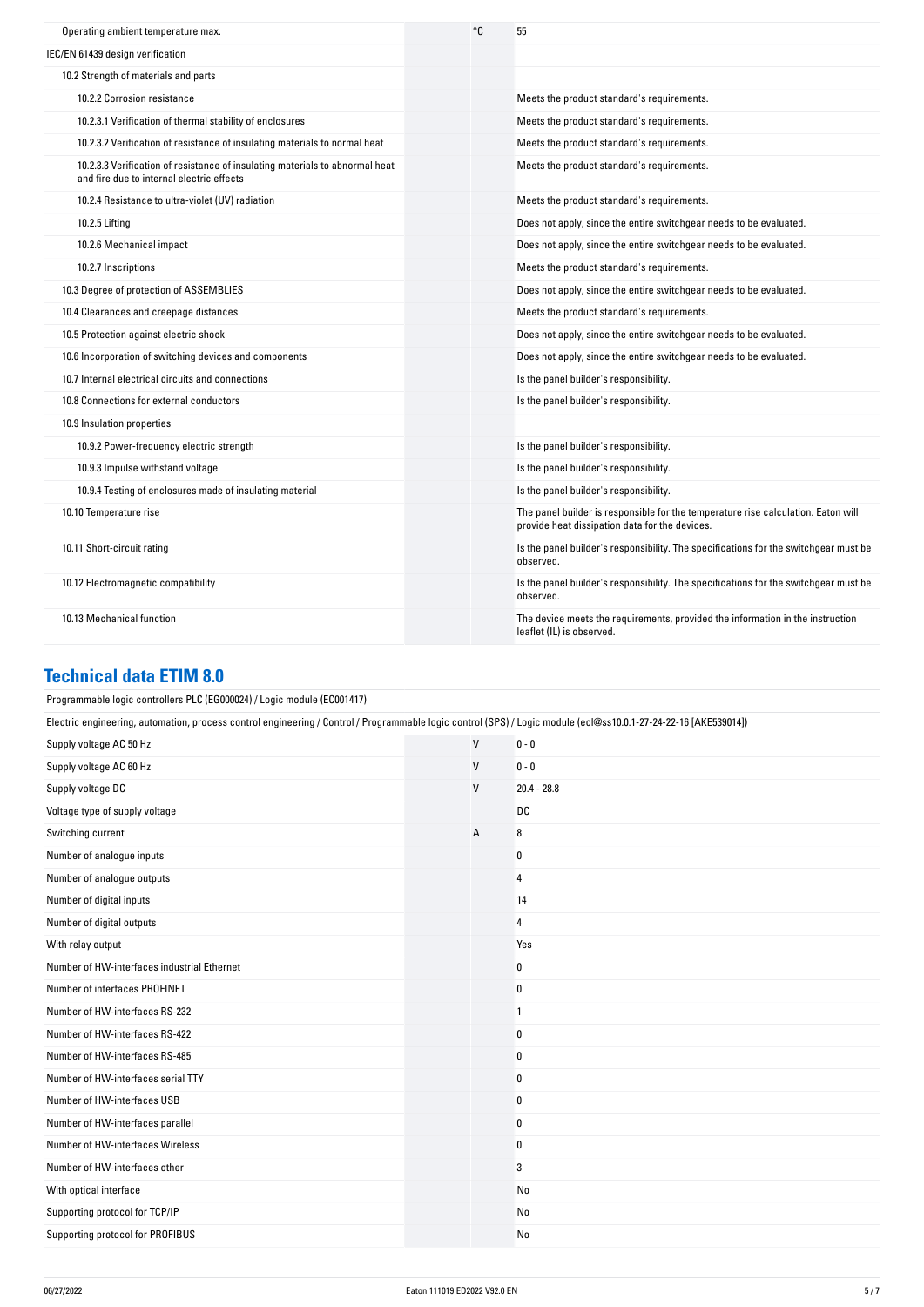| | | |
|---|---|---|
| Operating ambient temperature max. | °C | 55 |
| IEC/EN 61439 design verification | | |
| 10.2 Strength of materials and parts | | |
| 10.2.2 Corrosion resistance | | Meets the product standard's requirements. |
| 10.2.3.1 Verification of thermal stability of enclosures | | Meets the product standard's requirements. |
| 10.2.3.2 Verification of resistance of insulating materials to normal heat | | Meets the product standard's requirements. |
| 10.2.3.3 Verification of resistance of insulating materials to abnormal heat and fire due to internal electric effects | | Meets the product standard's requirements. |
| 10.2.4 Resistance to ultra-violet (UV) radiation | | Meets the product standard's requirements. |
| 10.2.5 Lifting | | Does not apply, since the entire switchgear needs to be evaluated. |
| 10.2.6 Mechanical impact | | Does not apply, since the entire switchgear needs to be evaluated. |
| 10.2.7 Inscriptions | | Meets the product standard's requirements. |
| 10.3 Degree of protection of ASSEMBLIES | | Does not apply, since the entire switchgear needs to be evaluated. |
| 10.4 Clearances and creepage distances | | Meets the product standard's requirements. |
| 10.5 Protection against electric shock | | Does not apply, since the entire switchgear needs to be evaluated. |
| 10.6 Incorporation of switching devices and components | | Does not apply, since the entire switchgear needs to be evaluated. |
| 10.7 Internal electrical circuits and connections | | Is the panel builder's responsibility. |
| 10.8 Connections for external conductors | | Is the panel builder's responsibility. |
| 10.9 Insulation properties | | |
| 10.9.2 Power-frequency electric strength | | Is the panel builder's responsibility. |
| 10.9.3 Impulse withstand voltage | | Is the panel builder's responsibility. |
| 10.9.4 Testing of enclosures made of insulating material | | Is the panel builder's responsibility. |
| 10.10 Temperature rise | | The panel builder is responsible for the temperature rise calculation. Eaton will provide heat dissipation data for the devices. |
| 10.11 Short-circuit rating | | Is the panel builder's responsibility. The specifications for the switchgear must be observed. |
| 10.12 Electromagnetic compatibility | | Is the panel builder's responsibility. The specifications for the switchgear must be observed. |
| 10.13 Mechanical function | | The device meets the requirements, provided the information in the instruction leaflet (IL) is observed. |

## Technical data ETIM 8.0

Programmable logic controllers PLC (EG000024) / Logic module (EC001417)

Electric engineering, automation, process control engineering / Control / Programmable logic control (SPS) / Logic module (ecl@ss10.0.1-27-24-22-16 [AKE539014])

| | | |
|---|---|---|
| Supply voltage AC 50 Hz | V | 0 - 0 |
| Supply voltage AC 60 Hz | V | 0 - 0 |
| Supply voltage DC | V | 20.4 - 28.8 |
| Voltage type of supply voltage | | DC |
| Switching current | A | 8 |
| Number of analogue inputs | | 0 |
| Number of analogue outputs | | 4 |
| Number of digital inputs | | 14 |
| Number of digital outputs | | 4 |
| With relay output | | Yes |
| Number of HW-interfaces industrial Ethernet | | 0 |
| Number of interfaces PROFINET | | 0 |
| Number of HW-interfaces RS-232 | | 1 |
| Number of HW-interfaces RS-422 | | 0 |
| Number of HW-interfaces RS-485 | | 0 |
| Number of HW-interfaces serial TTY | | 0 |
| Number of HW-interfaces USB | | 0 |
| Number of HW-interfaces parallel | | 0 |
| Number of HW-interfaces Wireless | | 0 |
| Number of HW-interfaces other | | 3 |
| With optical interface | | No |
| Supporting protocol for TCP/IP | | No |
| Supporting protocol for PROFIBUS | | No |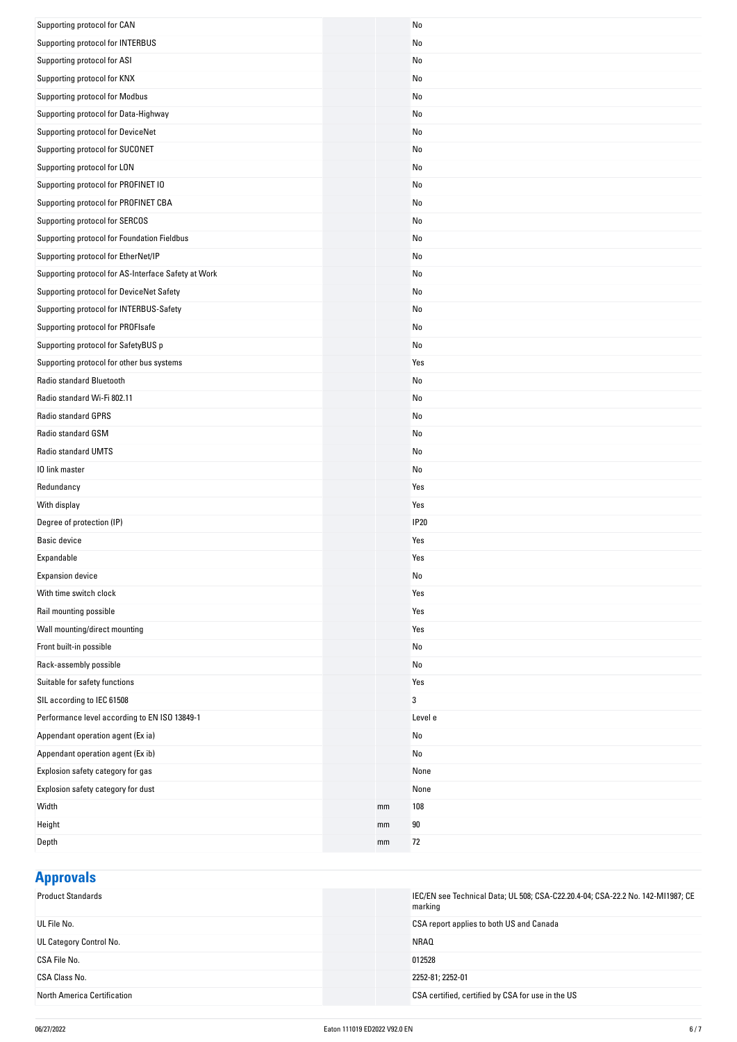| | | |
|---|---|---|
| Supporting protocol for CAN | | No |
| Supporting protocol for INTERBUS | | No |
| Supporting protocol for ASI | | No |
| Supporting protocol for KNX | | No |
| Supporting protocol for Modbus | | No |
| Supporting protocol for Data-Highway | | No |
| Supporting protocol for DeviceNet | | No |
| Supporting protocol for SUCONET | | No |
| Supporting protocol for LON | | No |
| Supporting protocol for PROFINET IO | | No |
| Supporting protocol for PROFINET CBA | | No |
| Supporting protocol for SERCOS | | No |
| Supporting protocol for Foundation Fieldbus | | No |
| Supporting protocol for EtherNet/IP | | No |
| Supporting protocol for AS-Interface Safety at Work | | No |
| Supporting protocol for DeviceNet Safety | | No |
| Supporting protocol for INTERBUS-Safety | | No |
| Supporting protocol for PROFIsafe | | No |
| Supporting protocol for SafetyBUS p | | No |
| Supporting protocol for other bus systems | | Yes |
| Radio standard Bluetooth | | No |
| Radio standard Wi-Fi 802.11 | | No |
| Radio standard GPRS | | No |
| Radio standard GSM | | No |
| Radio standard UMTS | | No |
| IO link master | | No |
| Redundancy | | Yes |
| With display | | Yes |
| Degree of protection (IP) | | IP20 |
| Basic device | | Yes |
| Expandable | | Yes |
| Expansion device | | No |
| With time switch clock | | Yes |
| Rail mounting possible | | Yes |
| Wall mounting/direct mounting | | Yes |
| Front built-in possible | | No |
| Rack-assembly possible | | No |
| Suitable for safety functions | | Yes |
| SIL according to IEC 61508 | | 3 |
| Performance level according to EN ISO 13849-1 | | Level e |
| Appendant operation agent (Ex ia) | | No |
| Appendant operation agent (Ex ib) | | No |
| Explosion safety category for gas | | None |
| Explosion safety category for dust | | None |
| Width | mm | 108 |
| Height | mm | 90 |
| Depth | mm | 72 |

## Approvals

| | | |
|---|---|---|
| Product Standards | | IEC/EN see Technical Data; UL 508; CSA-C22.20.4-04; CSA-22.2 No. 142-MI1987; CE marking |
| UL File No. | | CSA report applies to both US and Canada |
| UL Category Control No. | | NRAQ |
| CSA File No. | | 012528 |
| CSA Class No. | | 2252-81; 2252-01 |
| North America Certification | | CSA certified, certified by CSA for use in the US |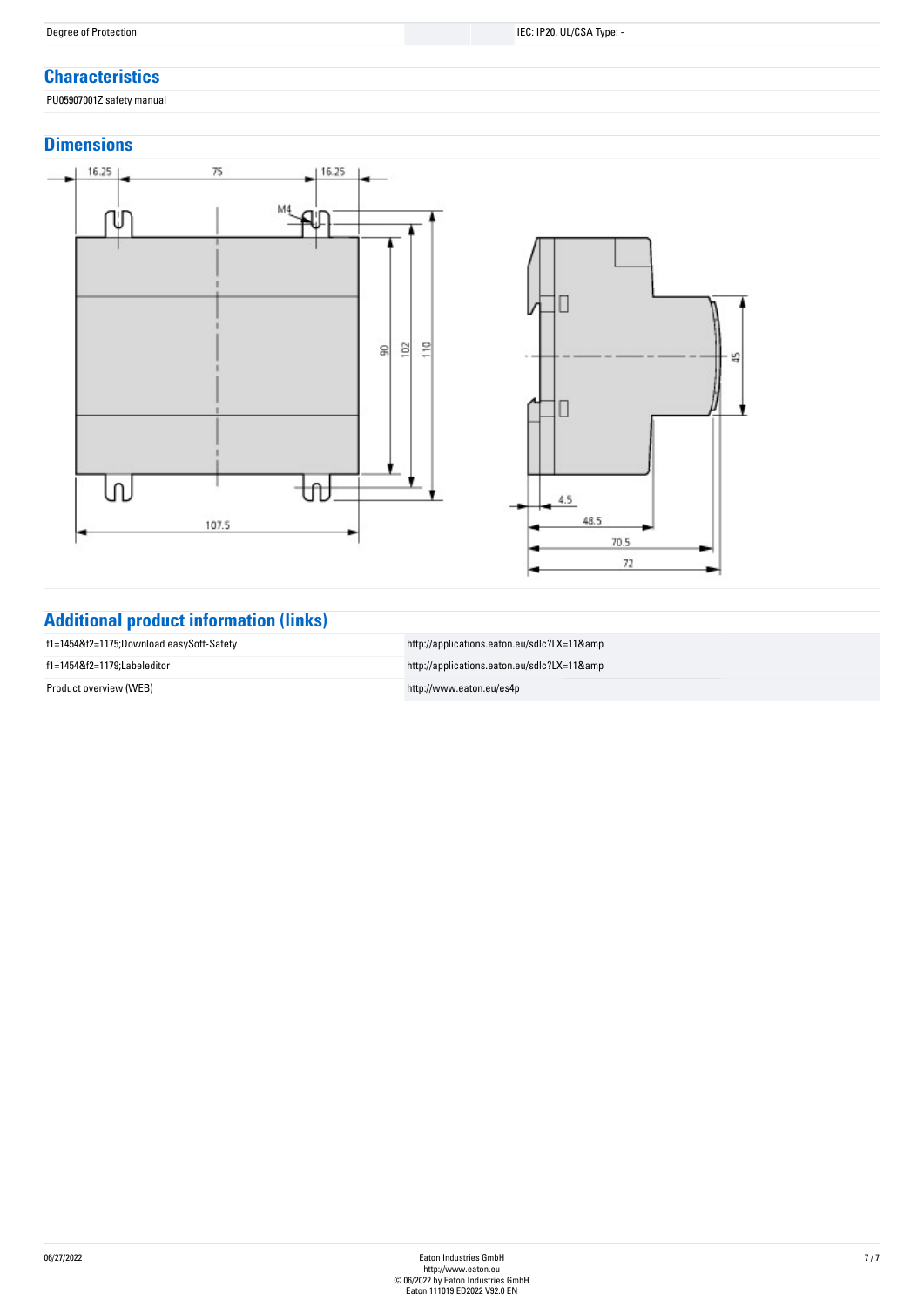| | |
|---|---|
| Degree of Protection | IEC: IP20, UL/CSA Type: - |

## Characteristics

PU05907001Z safety manual

## Dimensions

16.25
75
16.25
M4
90
102
110
107.5
45
4.5
48.5
70.5
72

## Additional product information (links)

| | |
|---|---|
| f1=1454&f2=1175;Download easySoft-Safety | http://applications.eaton.eu/sdlc?LX=11&amp |
| f1=1454&f2=1179;Labeleditor | http://applications.eaton.eu/sdlc?LX=11&amp |
| Product overview (WEB) | http://www.eaton.eu/es4p |